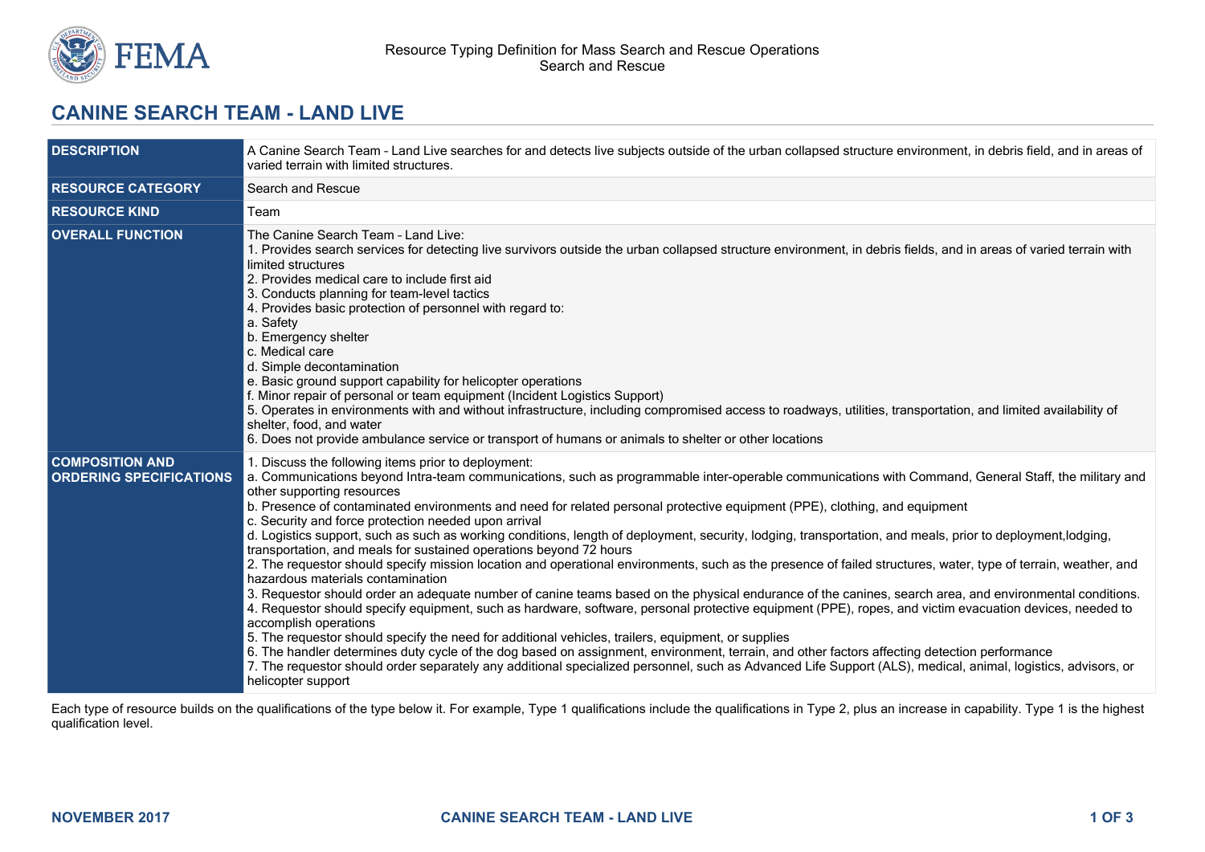# CANINE SEARCH TEAM - LAND LIVE

| | |
|---|---|
| **DESCRIPTION** | A Canine Search Team – Land Live searches for and detects live subjects outside of the urban collapsed structure environment, in debris field, and in areas of varied terrain with limited structures. |
| **RESOURCE CATEGORY** | Search and Rescue |
| **RESOURCE KIND** | Team |
| **OVERALL FUNCTION** | The Canine Search Team – Land Live:<br>1. Provides search services for detecting live survivors outside the urban collapsed structure environment, in debris fields, and in areas of varied terrain with limited structures<br>2. Provides medical care to include first aid<br>3. Conducts planning for team-level tactics<br>4. Provides basic protection of personnel with regard to:<br>a. Safety<br>b. Emergency shelter<br>c. Medical care<br>d. Simple decontamination<br>e. Basic ground support capability for helicopter operations<br>f. Minor repair of personal or team equipment (Incident Logistics Support)<br>5. Operates in environments with and without infrastructure, including compromised access to roadways, utilities, transportation, and limited availability of shelter, food, and water<br>6. Does not provide ambulance service or transport of humans or animals to shelter or other locations |
| **COMPOSITION AND ORDERING SPECIFICATIONS** | 1. Discuss the following items prior to deployment:<br>a. Communications beyond Intra-team communications, such as programmable inter-operable communications with Command, General Staff, the military and other supporting resources<br>b. Presence of contaminated environments and need for related personal protective equipment (PPE), clothing, and equipment<br>c. Security and force protection needed upon arrival<br>d. Logistics support, such as such as working conditions, length of deployment, security, lodging, transportation, and meals, prior to deployment,lodging, transportation, and meals for sustained operations beyond 72 hours<br>2. The requestor should specify mission location and operational environments, such as the presence of failed structures, water, type of terrain, weather, and hazardous materials contamination<br>3. Requestor should order an adequate number of canine teams based on the physical endurance of the canines, search area, and environmental conditions.<br>4. Requestor should specify equipment, such as hardware, software, personal protective equipment (PPE), ropes, and victim evacuation devices, needed to accomplish operations<br>5. The requestor should specify the need for additional vehicles, trailers, equipment, or supplies<br>6. The handler determines duty cycle of the dog based on assignment, environment, terrain, and other factors affecting detection performance<br>7. The requestor should order separately any additional specialized personnel, such as Advanced Life Support (ALS), medical, animal, logistics, advisors, or helicopter support |

Each type of resource builds on the qualifications of the type below it. For example, Type 1 qualifications include the qualifications in Type 2, plus an increase in capability. Type 1 is the highest qualification level.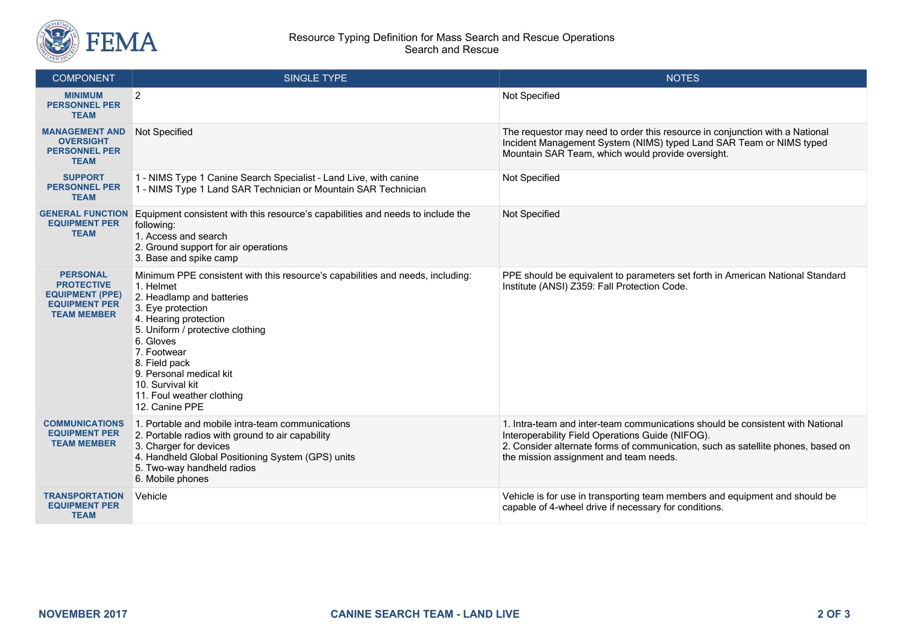| COMPONENT | SINGLE TYPE | NOTES |
|---|---|---|
| **MINIMUM PERSONNEL PER TEAM** | 2 | Not Specified |
| **MANAGEMENT AND OVERSIGHT PERSONNEL PER TEAM** | Not Specified | The requestor may need to order this resource in conjunction with a National Incident Management System (NIMS) typed Land SAR Team or NIMS typed Mountain SAR Team, which would provide oversight. |
| **SUPPORT PERSONNEL PER TEAM** | 1 - NIMS Type 1 Canine Search Specialist - Land Live, with canine<br>1 - NIMS Type 1 Land SAR Technician or Mountain SAR Technician | Not Specified |
| **GENERAL FUNCTION EQUIPMENT PER TEAM** | Equipment consistent with this resource's capabilities and needs to include the following:<br>1. Access and search<br>2. Ground support for air operations<br>3. Base and spike camp | Not Specified |
| **PERSONAL PROTECTIVE EQUIPMENT (PPE) EQUIPMENT PER TEAM MEMBER** | Minimum PPE consistent with this resource's capabilities and needs, including:<br>1. Helmet<br>2. Headlamp and batteries<br>3. Eye protection<br>4. Hearing protection<br>5. Uniform / protective clothing<br>6. Gloves<br>7. Footwear<br>8. Field pack<br>9. Personal medical kit<br>10. Survival kit<br>11. Foul weather clothing<br>12. Canine PPE | PPE should be equivalent to parameters set forth in American National Standard Institute (ANSI) Z359: Fall Protection Code. |
| **COMMUNICATIONS EQUIPMENT PER TEAM MEMBER** | 1. Portable and mobile intra-team communications<br>2. Portable radios with ground to air capability<br>3. Charger for devices<br>4. Handheld Global Positioning System (GPS) units<br>5. Two-way handheld radios<br>6. Mobile phones | 1. Intra-team and inter-team communications should be consistent with National Interoperability Field Operations Guide (NIFOG).<br>2. Consider alternate forms of communication, such as satellite phones, based on the mission assignment and team needs. |
| **TRANSPORTATION EQUIPMENT PER TEAM** | Vehicle | Vehicle is for use in transporting team members and equipment and should be capable of 4-wheel drive if necessary for conditions. |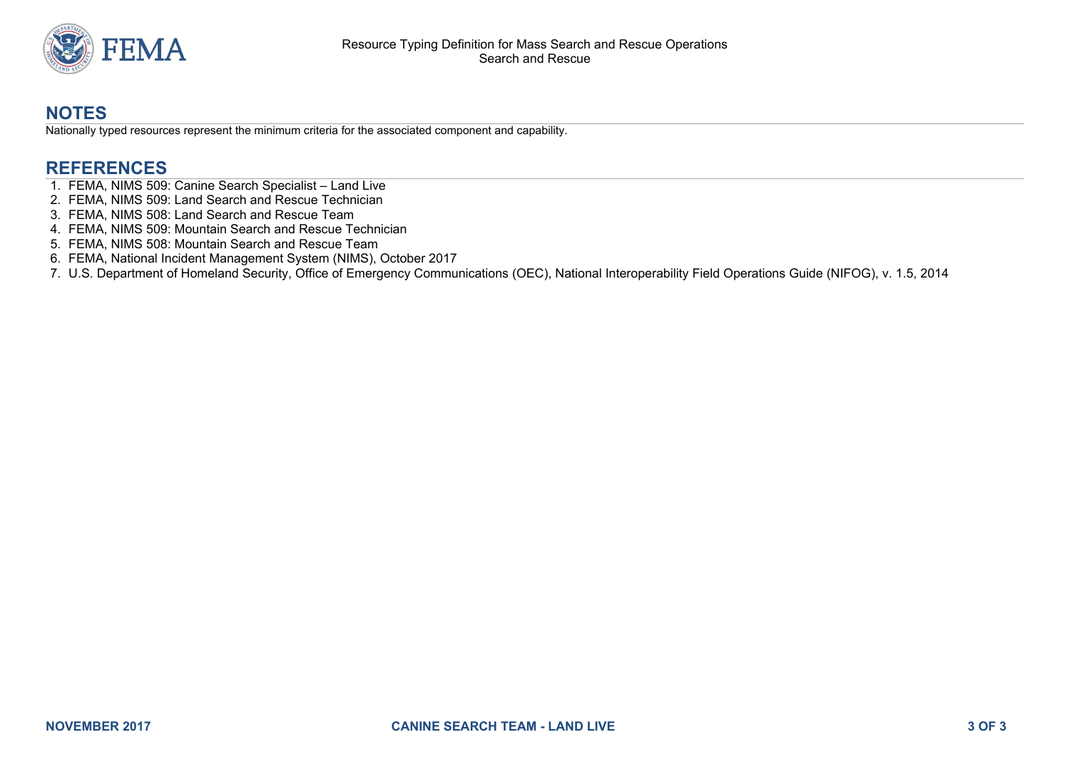## NOTES

Nationally typed resources represent the minimum criteria for the associated component and capability.

## REFERENCES

1. FEMA, NIMS 509: Canine Search Specialist – Land Live
2. FEMA, NIMS 509: Land Search and Rescue Technician
3. FEMA, NIMS 508: Land Search and Rescue Team
4. FEMA, NIMS 509: Mountain Search and Rescue Technician
5. FEMA, NIMS 508: Mountain Search and Rescue Team
6. FEMA, National Incident Management System (NIMS), October 2017
7. U.S. Department of Homeland Security, Office of Emergency Communications (OEC), National Interoperability Field Operations Guide (NIFOG), v. 1.5, 2014